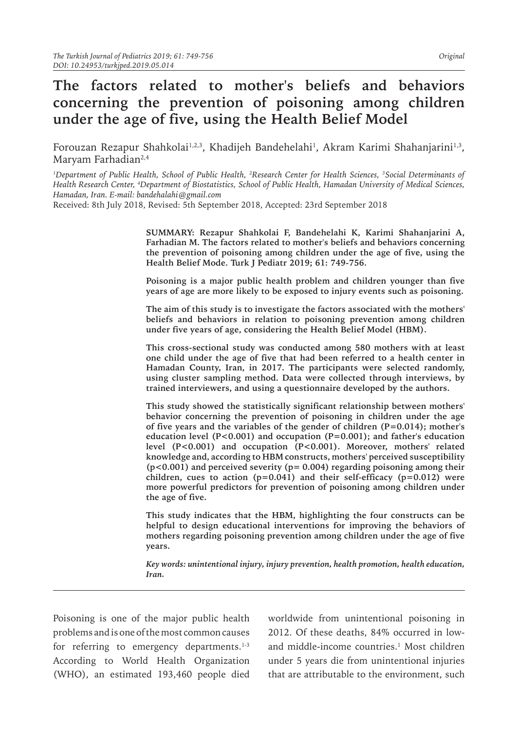*Original*

# The factors related to mother's beliefs and behaviors concerning the prevention of poisoning among children under the age of five, using the Health Belief Model

Forouzan Rezapur Shahkolai[1,2,3], Khadijeh Bandehelahi[1], Akram Karimi Shahanjarini[1,3], Maryam Farhadian[2,4]

*[1]Department of Public Health, School of Public Health, [2]Research Center for Health Sciences, [3]Social Determinants of Health Research Center, [4]Department of Biostatistics, School of Public Health, Hamadan University of Medical Sciences, Hamadan, Iran. E-mail: bandehalahi@gmail.com*

Received: 8th July 2018, Revised: 5th September 2018, Accepted: 23rd September 2018

**SUMMARY: Rezapur Shahkolai F, Bandehelahi K, Karimi Shahanjarini A, Farhadian M. The factors related to mother's beliefs and behaviors concerning the prevention of poisoning among children under the age of five, using the Health Belief Mode. Turk J Pediatr 2019; 61: 749-756.**

**Poisoning is a major public health problem and children younger than five years of age are more likely to be exposed to injury events such as poisoning.**

**The aim of this study is to investigate the factors associated with the mothers' beliefs and behaviors in relation to poisoning prevention among children under five years of age, considering the Health Belief Model (HBM).**

**This cross-sectional study was conducted among 580 mothers with at least one child under the age of five that had been referred to a health center in Hamadan County, Iran, in 2017. The participants were selected randomly, using cluster sampling method. Data were collected through interviews, by trained interviewers, and using a questionnaire developed by the authors.**

**This study showed the statistically significant relationship between mothers' behavior concerning the prevention of poisoning in children under the age of five years and the variables of the gender of children (P=0.014); mother's education level (P<0.001) and occupation (P=0.001); and father's education level (P<0.001) and occupation (P<0.001). Moreover, mothers' related knowledge and, according to HBM constructs, mothers' perceived susceptibility (p<0.001) and perceived severity (p= 0.004) regarding poisoning among their children, cues to action (p=0.041) and their self-efficacy (p=0.012) were more powerful predictors for prevention of poisoning among children under the age of five.**

**This study indicates that the HBM, highlighting the four constructs can be helpful to design educational interventions for improving the behaviors of mothers regarding poisoning prevention among children under the age of five years.**

***Key words: unintentional injury, injury prevention, health promotion, health education, Iran.***

Poisoning is one of the major public health problems and is one of the most common causes for referring to emergency departments.[1-3] According to World Health Organization (WHO), an estimated 193,460 people died worldwide from unintentional poisoning in 2012. Of these deaths, 84% occurred in low- and middle-income countries.[1] Most children under 5 years die from unintentional injuries that are attributable to the environment, such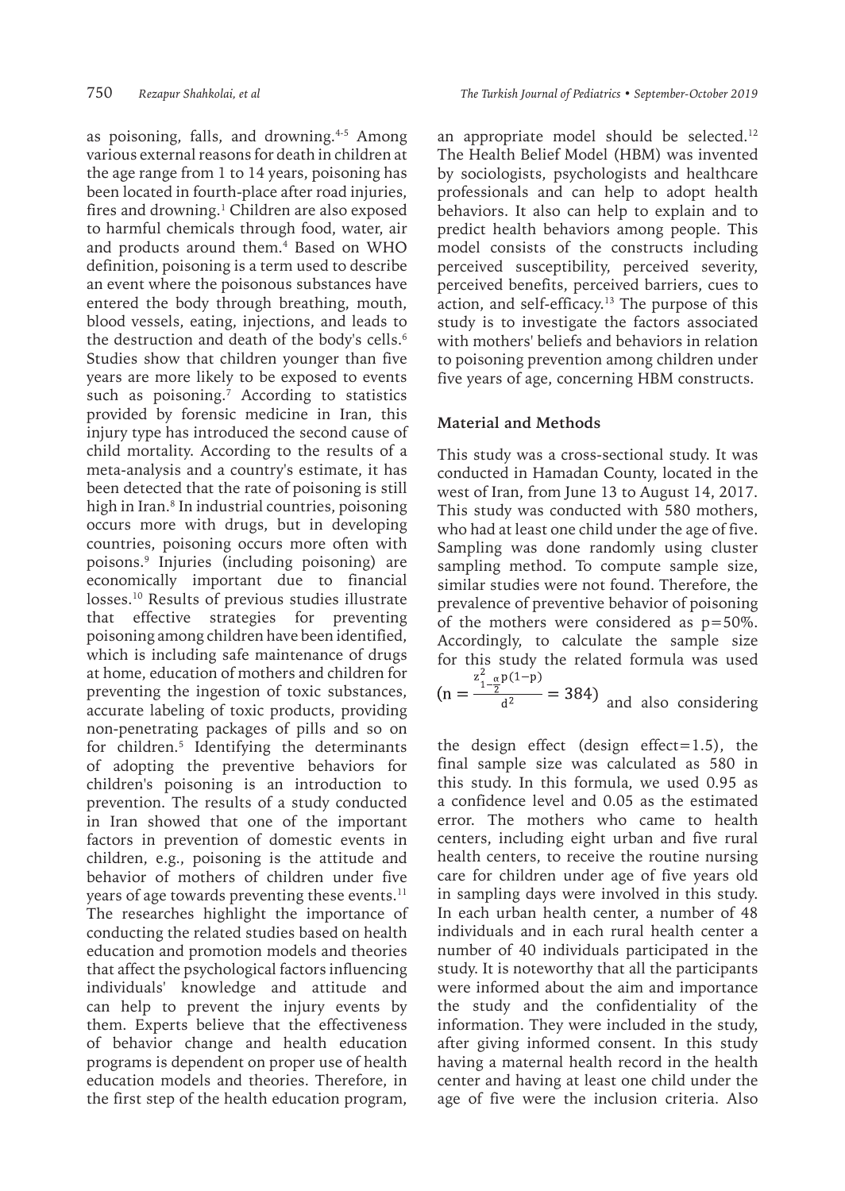as poisoning, falls, and drowning.[4-5] Among various external reasons for death in children at the age range from 1 to 14 years, poisoning has been located in fourth-place after road injuries, fires and drowning.[1] Children are also exposed to harmful chemicals through food, water, air and products around them.[4] Based on WHO definition, poisoning is a term used to describe an event where the poisonous substances have entered the body through breathing, mouth, blood vessels, eating, injections, and leads to the destruction and death of the body's cells.[6] Studies show that children younger than five years are more likely to be exposed to events such as poisoning.[7] According to statistics provided by forensic medicine in Iran, this injury type has introduced the second cause of child mortality. According to the results of a meta-analysis and a country's estimate, it has been detected that the rate of poisoning is still high in Iran.[8] In industrial countries, poisoning occurs more with drugs, but in developing countries, poisoning occurs more often with poisons.[9] Injuries (including poisoning) are economically important due to financial losses.[10] Results of previous studies illustrate that effective strategies for preventing poisoning among children have been identified, which is including safe maintenance of drugs at home, education of mothers and children for preventing the ingestion of toxic substances, accurate labeling of toxic products, providing non-penetrating packages of pills and so on for children.[5] Identifying the determinants of adopting the preventive behaviors for children's poisoning is an introduction to prevention. The results of a study conducted in Iran showed that one of the important factors in prevention of domestic events in children, e.g., poisoning is the attitude and behavior of mothers of children under five years of age towards preventing these events.[11] The researches highlight the importance of conducting the related studies based on health education and promotion models and theories that affect the psychological factors influencing individuals' knowledge and attitude and can help to prevent the injury events by them. Experts believe that the effectiveness of behavior change and health education programs is dependent on proper use of health education models and theories. Therefore, in the first step of the health education program, an appropriate model should be selected.[12] The Health Belief Model (HBM) was invented by sociologists, psychologists and healthcare professionals and can help to adopt health behaviors. It also can help to explain and to predict health behaviors among people. This model consists of the constructs including perceived susceptibility, perceived severity, perceived benefits, perceived barriers, cues to action, and self-efficacy.[13] The purpose of this study is to investigate the factors associated with mothers' beliefs and behaviors in relation to poisoning prevention among children under five years of age, concerning HBM constructs.

## Material and Methods

This study was a cross-sectional study. It was conducted in Hamadan County, located in the west of Iran, from June 13 to August 14, 2017. This study was conducted with 580 mothers, who had at least one child under the age of five. Sampling was done randomly using cluster sampling method. To compute sample size, similar studies were not found. Therefore, the prevalence of preventive behavior of poisoning of the mothers were considered as p=50%. Accordingly, to calculate the sample size for this study the related formula was used ($n = \frac{z^2_{1-\frac{\alpha}{2}}p(1-p)}{d^2} = 384$) and also considering the design effect (design effect=1.5), the final sample size was calculated as 580 in this study. In this formula, we used 0.95 as a confidence level and 0.05 as the estimated error. The mothers who came to health centers, including eight urban and five rural health centers, to receive the routine nursing care for children under age of five years old in sampling days were involved in this study. In each urban health center, a number of 48 individuals and in each rural health center a number of 40 individuals participated in the study. It is noteworthy that all the participants were informed about the aim and importance the study and the confidentiality of the information. They were included in the study, after giving informed consent. In this study having a maternal health record in the health center and having at least one child under the age of five were the inclusion criteria. Also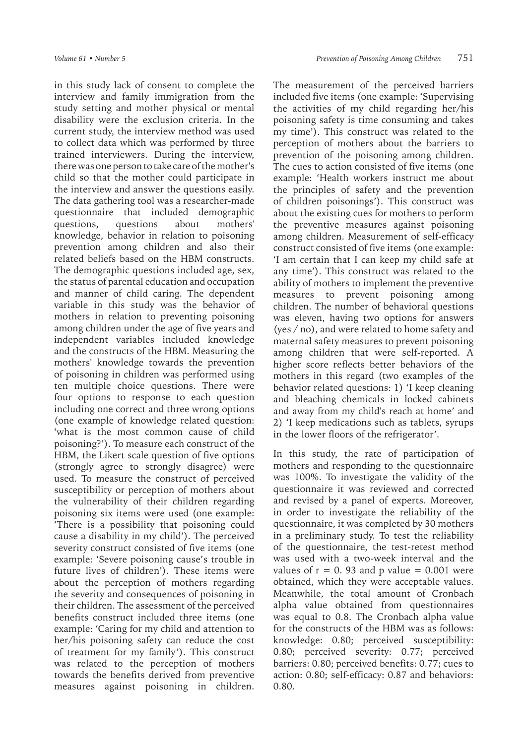in this study lack of consent to complete the interview and family immigration from the study setting and mother physical or mental disability were the exclusion criteria. In the current study, the interview method was used to collect data which was performed by three trained interviewers. During the interview, there was one person to take care of the mother's child so that the mother could participate in the interview and answer the questions easily. The data gathering tool was a researcher-made questionnaire that included demographic questions, questions about mothers' knowledge, behavior in relation to poisoning prevention among children and also their related beliefs based on the HBM constructs. The demographic questions included age, sex, the status of parental education and occupation and manner of child caring. The dependent variable in this study was the behavior of mothers in relation to preventing poisoning among children under the age of five years and independent variables included knowledge and the constructs of the HBM. Measuring the mothers' knowledge towards the prevention of poisoning in children was performed using ten multiple choice questions. There were four options to response to each question including one correct and three wrong options (one example of knowledge related question: 'what is the most common cause of child poisoning?'). To measure each construct of the HBM, the Likert scale question of five options (strongly agree to strongly disagree) were used. To measure the construct of perceived susceptibility or perception of mothers about the vulnerability of their children regarding poisoning six items were used (one example: 'There is a possibility that poisoning could cause a disability in my child'). The perceived severity construct consisted of five items (one example: 'Severe poisoning cause's trouble in future lives of children'). These items were about the perception of mothers regarding the severity and consequences of poisoning in their children. The assessment of the perceived benefits construct included three items (one example: 'Caring for my child and attention to her/his poisoning safety can reduce the cost of treatment for my family'). This construct was related to the perception of mothers towards the benefits derived from preventive measures against poisoning in children. The measurement of the perceived barriers included five items (one example: 'Supervising the activities of my child regarding her/his poisoning safety is time consuming and takes my time'). This construct was related to the perception of mothers about the barriers to prevention of the poisoning among children. The cues to action consisted of five items (one example: 'Health workers instruct me about the principles of safety and the prevention of children poisonings'). This construct was about the existing cues for mothers to perform the preventive measures against poisoning among children. Measurement of self-efficacy construct consisted of five items (one example: 'I am certain that I can keep my child safe at any time'). This construct was related to the ability of mothers to implement the preventive measures to prevent poisoning among children. The number of behavioral questions was eleven, having two options for answers (yes / no), and were related to home safety and maternal safety measures to prevent poisoning among children that were self-reported. A higher score reflects better behaviors of the mothers in this regard (two examples of the behavior related questions: 1) 'I keep cleaning and bleaching chemicals in locked cabinets and away from my child's reach at home' and 2) 'I keep medications such as tablets, syrups in the lower floors of the refrigerator'.

In this study, the rate of participation of mothers and responding to the questionnaire was 100%. To investigate the validity of the questionnaire it was reviewed and corrected and revised by a panel of experts. Moreover, in order to investigate the reliability of the questionnaire, it was completed by 30 mothers in a preliminary study. To test the reliability of the questionnaire, the test-retest method was used with a two-week interval and the values of $r = 0.93$ and p value $= 0.001$ were obtained, which they were acceptable values. Meanwhile, the total amount of Cronbach alpha value obtained from questionnaires was equal to 0.8. The Cronbach alpha value for the constructs of the HBM was as follows: knowledge: 0.80; perceived susceptibility: 0.80; perceived severity: 0.77; perceived barriers: 0.80; perceived benefits: 0.77; cues to action: 0.80; self-efficacy: 0.87 and behaviors: 0.80.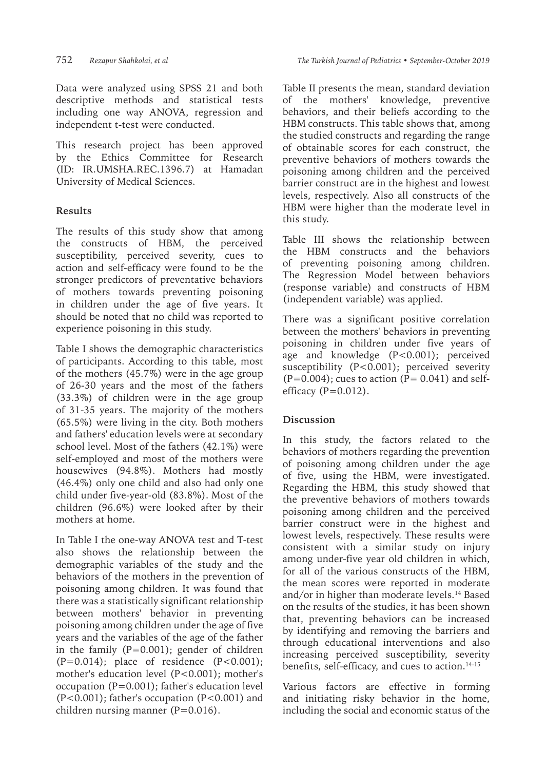Data were analyzed using SPSS 21 and both descriptive methods and statistical tests including one way ANOVA, regression and independent t-test were conducted.

This research project has been approved by the Ethics Committee for Research (ID: IR.UMSHA.REC.1396.7) at Hamadan University of Medical Sciences.

## Results

The results of this study show that among the constructs of HBM, the perceived susceptibility, perceived severity, cues to action and self-efficacy were found to be the stronger predictors of preventative behaviors of mothers towards preventing poisoning in children under the age of five years. It should be noted that no child was reported to experience poisoning in this study.

Table I shows the demographic characteristics of participants. According to this table, most of the mothers (45.7%) were in the age group of 26-30 years and the most of the fathers (33.3%) of children were in the age group of 31-35 years. The majority of the mothers (65.5%) were living in the city. Both mothers and fathers' education levels were at secondary school level. Most of the fathers (42.1%) were self-employed and most of the mothers were housewives (94.8%). Mothers had mostly (46.4%) only one child and also had only one child under five-year-old (83.8%). Most of the children (96.6%) were looked after by their mothers at home.

In Table I the one-way ANOVA test and T-test also shows the relationship between the demographic variables of the study and the behaviors of the mothers in the prevention of poisoning among children. It was found that there was a statistically significant relationship between mothers' behavior in preventing poisoning among children under the age of five years and the variables of the age of the father in the family ($P=0.001$); gender of children ($P=0.014$); place of residence ($P<0.001$); mother's education level ($P<0.001$); mother's occupation ($P=0.001$); father's education level ($P<0.001$); father's occupation ($P<0.001$) and children nursing manner ($P=0.016$).

Table II presents the mean, standard deviation of the mothers' knowledge, preventive behaviors, and their beliefs according to the HBM constructs. This table shows that, among the studied constructs and regarding the range of obtainable scores for each construct, the preventive behaviors of mothers towards the poisoning among children and the perceived barrier construct are in the highest and lowest levels, respectively. Also all constructs of the HBM were higher than the moderate level in this study.

Table III shows the relationship between the HBM constructs and the behaviors of preventing poisoning among children. The Regression Model between behaviors (response variable) and constructs of HBM (independent variable) was applied.

There was a significant positive correlation between the mothers' behaviors in preventing poisoning in children under five years of age and knowledge ($P<0.001$); perceived susceptibility ($P<0.001$); perceived severity ($P=0.004$); cues to action ($P= 0.041$) and self-efficacy ($P=0.012$).

## Discussion

In this study, the factors related to the behaviors of mothers regarding the prevention of poisoning among children under the age of five, using the HBM, were investigated. Regarding the HBM, this study showed that the preventive behaviors of mothers towards poisoning among children and the perceived barrier construct were in the highest and lowest levels, respectively. These results were consistent with a similar study on injury among under-five year old children in which, for all of the various constructs of the HBM, the mean scores were reported in moderate and/or in higher than moderate levels.[14] Based on the results of the studies, it has been shown that, preventing behaviors can be increased by identifying and removing the barriers and through educational interventions and also increasing perceived susceptibility, severity benefits, self-efficacy, and cues to action.[14-15]

Various factors are effective in forming and initiating risky behavior in the home, including the social and economic status of the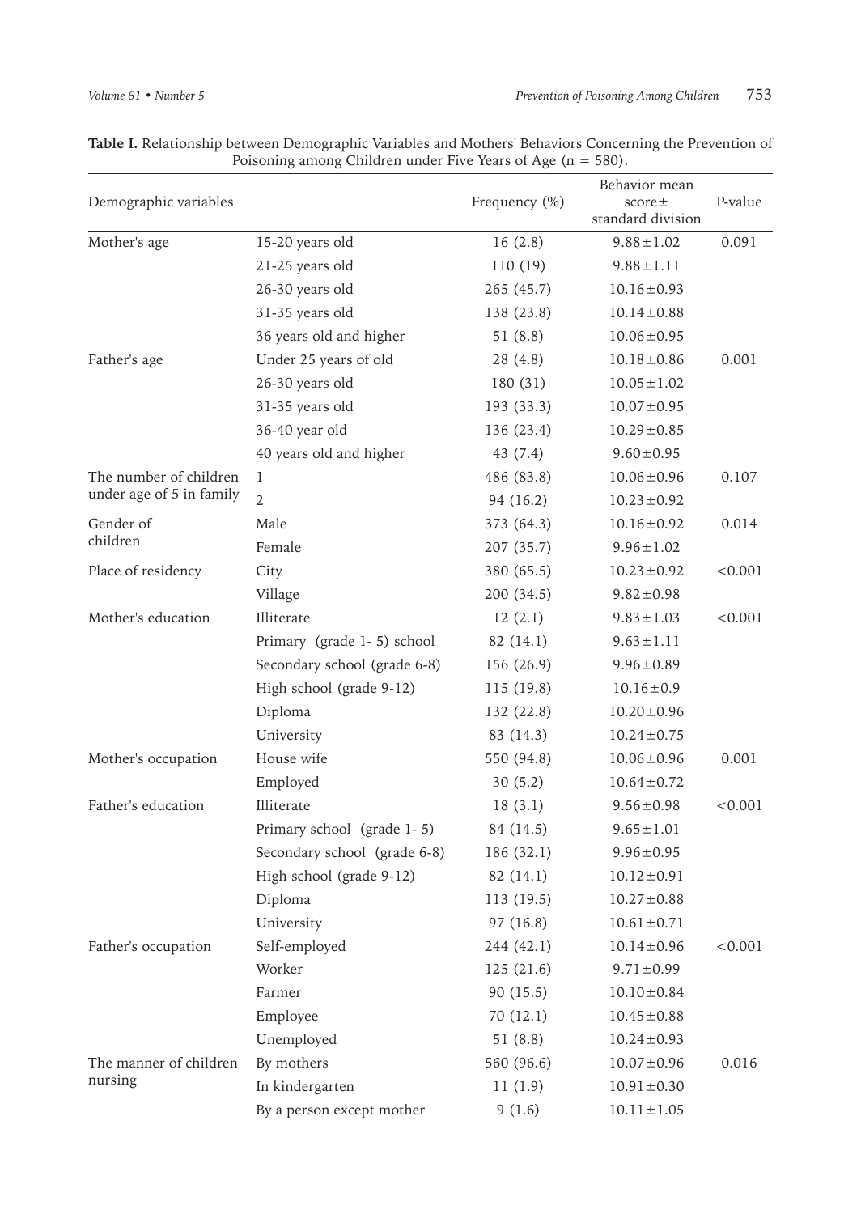**Table I.** Relationship between Demographic Variables and Mothers' Behaviors Concerning the Prevention of Poisoning among Children under Five Years of Age (n = 580).

| Demographic variables | | Frequency (%) | Behavior mean score± standard division | P-value |
|---|---|---|---|---|
| Mother's age | 15-20 years old | 16 (2.8) | 9.88±1.02 | 0.091 |
| | 21-25 years old | 110 (19) | 9.88±1.11 | |
| | 26-30 years old | 265 (45.7) | 10.16±0.93 | |
| | 31-35 years old | 138 (23.8) | 10.14±0.88 | |
| | 36 years old and higher | 51 (8.8) | 10.06±0.95 | |
| Father's age | Under 25 years of old | 28 (4.8) | 10.18±0.86 | 0.001 |
| | 26-30 years old | 180 (31) | 10.05±1.02 | |
| | 31-35 years old | 193 (33.3) | 10.07±0.95 | |
| | 36-40 year old | 136 (23.4) | 10.29±0.85 | |
| | 40 years old and higher | 43 (7.4) | 9.60±0.95 | |
| The number of children under age of 5 in family | 1 | 486 (83.8) | 10.06±0.96 | 0.107 |
| | 2 | 94 (16.2) | 10.23±0.92 | |
| Gender of children | Male | 373 (64.3) | 10.16±0.92 | 0.014 |
| | Female | 207 (35.7) | 9.96±1.02 | |
| Place of residency | City | 380 (65.5) | 10.23±0.92 | <0.001 |
| | Village | 200 (34.5) | 9.82±0.98 | |
| Mother's education | Illiterate | 12 (2.1) | 9.83±1.03 | <0.001 |
| | Primary (grade 1- 5) school | 82 (14.1) | 9.63±1.11 | |
| | Secondary school (grade 6-8) | 156 (26.9) | 9.96±0.89 | |
| | High school (grade 9-12) | 115 (19.8) | 10.16±0.9 | |
| | Diploma | 132 (22.8) | 10.20±0.96 | |
| | University | 83 (14.3) | 10.24±0.75 | |
| Mother's occupation | House wife | 550 (94.8) | 10.06±0.96 | 0.001 |
| | Employed | 30 (5.2) | 10.64±0.72 | |
| Father's education | Illiterate | 18 (3.1) | 9.56±0.98 | <0.001 |
| | Primary school (grade 1- 5) | 84 (14.5) | 9.65±1.01 | |
| | Secondary school (grade 6-8) | 186 (32.1) | 9.96±0.95 | |
| | High school (grade 9-12) | 82 (14.1) | 10.12±0.91 | |
| | Diploma | 113 (19.5) | 10.27±0.88 | |
| | University | 97 (16.8) | 10.61±0.71 | |
| Father's occupation | Self-employed | 244 (42.1) | 10.14±0.96 | <0.001 |
| | Worker | 125 (21.6) | 9.71±0.99 | |
| | Farmer | 90 (15.5) | 10.10±0.84 | |
| | Employee | 70 (12.1) | 10.45±0.88 | |
| | Unemployed | 51 (8.8) | 10.24±0.93 | |
| The manner of children nursing | By mothers | 560 (96.6) | 10.07±0.96 | 0.016 |
| | In kindergarten | 11 (1.9) | 10.91±0.30 | |
| | By a person except mother | 9 (1.6) | 10.11±1.05 | |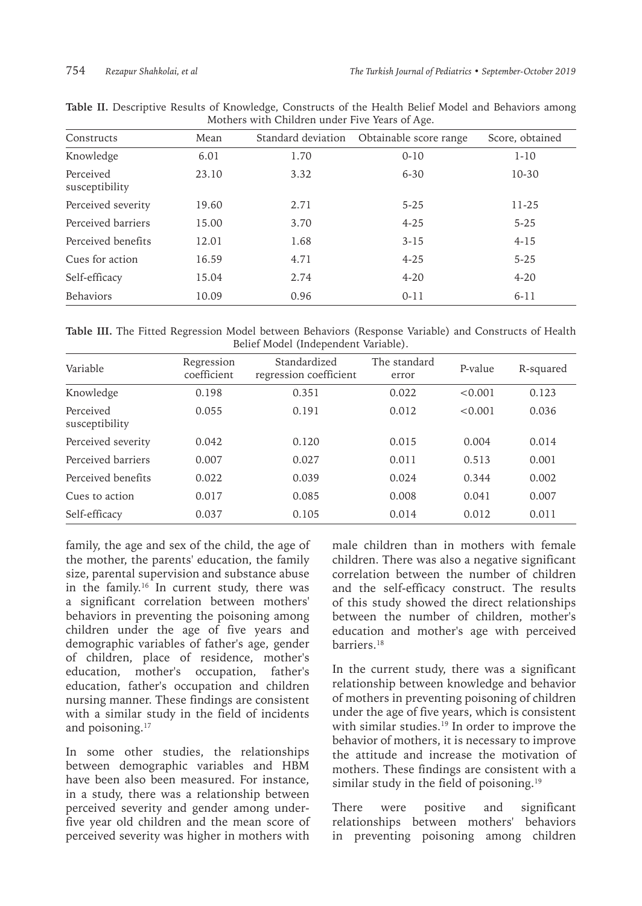**Table II.** Descriptive Results of Knowledge, Constructs of the Health Belief Model and Behaviors among Mothers with Children under Five Years of Age.

| Constructs | Mean | Standard deviation | Obtainable score range | Score, obtained |
|---|---|---|---|---|
| Knowledge | 6.01 | 1.70 | 0-10 | 1-10 |
| Perceived susceptibility | 23.10 | 3.32 | 6-30 | 10-30 |
| Perceived severity | 19.60 | 2.71 | 5-25 | 11-25 |
| Perceived barriers | 15.00 | 3.70 | 4-25 | 5-25 |
| Perceived benefits | 12.01 | 1.68 | 3-15 | 4-15 |
| Cues for action | 16.59 | 4.71 | 4-25 | 5-25 |
| Self-efficacy | 15.04 | 2.74 | 4-20 | 4-20 |
| Behaviors | 10.09 | 0.96 | 0-11 | 6-11 |

**Table III.** The Fitted Regression Model between Behaviors (Response Variable) and Constructs of Health Belief Model (Independent Variable).

| Variable | Regression coefficient | Standardized regression coefficient | The standard error | P-value | R-squared |
|---|---|---|---|---|---|
| Knowledge | 0.198 | 0.351 | 0.022 | <0.001 | 0.123 |
| Perceived susceptibility | 0.055 | 0.191 | 0.012 | <0.001 | 0.036 |
| Perceived severity | 0.042 | 0.120 | 0.015 | 0.004 | 0.014 |
| Perceived barriers | 0.007 | 0.027 | 0.011 | 0.513 | 0.001 |
| Perceived benefits | 0.022 | 0.039 | 0.024 | 0.344 | 0.002 |
| Cues to action | 0.017 | 0.085 | 0.008 | 0.041 | 0.007 |
| Self-efficacy | 0.037 | 0.105 | 0.014 | 0.012 | 0.011 |

family, the age and sex of the child, the age of the mother, the parents' education, the family size, parental supervision and substance abuse in the family.[16] In current study, there was a significant correlation between mothers' behaviors in preventing the poisoning among children under the age of five years and demographic variables of father's age, gender of children, place of residence, mother's education, mother's occupation, father's education, father's occupation and children nursing manner. These findings are consistent with a similar study in the field of incidents and poisoning.[17]

In some other studies, the relationships between demographic variables and HBM have been also been measured. For instance, in a study, there was a relationship between perceived severity and gender among under-five year old children and the mean score of perceived severity was higher in mothers with male children than in mothers with female children. There was also a negative significant correlation between the number of children and the self-efficacy construct. The results of this study showed the direct relationships between the number of children, mother's education and mother's age with perceived barriers.[18]

In the current study, there was a significant relationship between knowledge and behavior of mothers in preventing poisoning of children under the age of five years, which is consistent with similar studies.[19] In order to improve the behavior of mothers, it is necessary to improve the attitude and increase the motivation of mothers. These findings are consistent with a similar study in the field of poisoning.[19]

There were positive and significant relationships between mothers' behaviors in preventing poisoning among children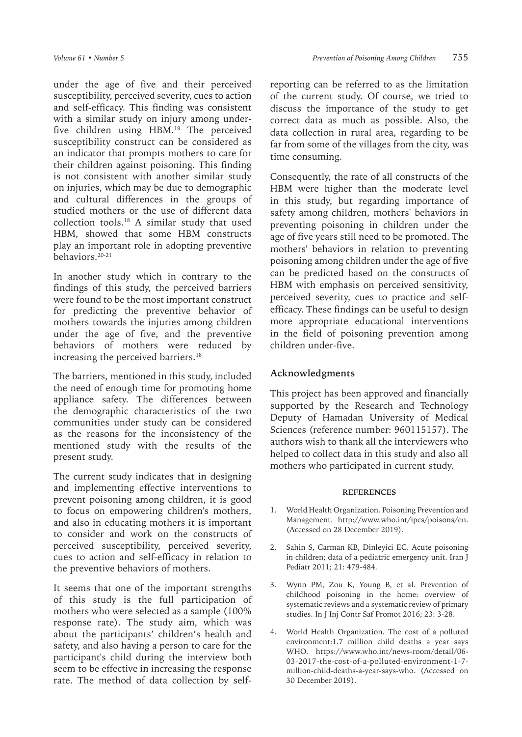under the age of five and their perceived susceptibility, perceived severity, cues to action and self-efficacy. This finding was consistent with a similar study on injury among under-five children using HBM.[18] The perceived susceptibility construct can be considered as an indicator that prompts mothers to care for their children against poisoning. This finding is not consistent with another similar study on injuries, which may be due to demographic and cultural differences in the groups of studied mothers or the use of different data collection tools.[18] A similar study that used HBM, showed that some HBM constructs play an important role in adopting preventive behaviors.[20-21]

In another study which in contrary to the findings of this study, the perceived barriers were found to be the most important construct for predicting the preventive behavior of mothers towards the injuries among children under the age of five, and the preventive behaviors of mothers were reduced by increasing the perceived barriers.[18]

The barriers, mentioned in this study, included the need of enough time for promoting home appliance safety. The differences between the demographic characteristics of the two communities under study can be considered as the reasons for the inconsistency of the mentioned study with the results of the present study.

The current study indicates that in designing and implementing effective interventions to prevent poisoning among children, it is good to focus on empowering children's mothers, and also in educating mothers it is important to consider and work on the constructs of perceived susceptibility, perceived severity, cues to action and self-efficacy in relation to the preventive behaviors of mothers.

It seems that one of the important strengths of this study is the full participation of mothers who were selected as a sample (100% response rate). The study aim, which was about the participants' children's health and safety, and also having a person to care for the participant's child during the interview both seem to be effective in increasing the response rate. The method of data collection by self-reporting can be referred to as the limitation of the current study. Of course, we tried to discuss the importance of the study to get correct data as much as possible. Also, the data collection in rural area, regarding to be far from some of the villages from the city, was time consuming.

Consequently, the rate of all constructs of the HBM were higher than the moderate level in this study, but regarding importance of safety among children, mothers' behaviors in preventing poisoning in children under the age of five years still need to be promoted. The mothers' behaviors in relation to preventing poisoning among children under the age of five can be predicted based on the constructs of HBM with emphasis on perceived sensitivity, perceived severity, cues to practice and self-efficacy. These findings can be useful to design more appropriate educational interventions in the field of poisoning prevention among children under-five.

## Acknowledgments

This project has been approved and financially supported by the Research and Technology Deputy of Hamadan University of Medical Sciences (reference number: 960115157). The authors wish to thank all the interviewers who helped to collect data in this study and also all mothers who participated in current study.

## REFERENCES

1. World Health Organization. Poisoning Prevention and Management. http://www.who.int/ipcs/poisons/en. (Accessed on 28 December 2019).
2. Sahin S, Carman KB, Dinleyici EC. Acute poisoning in children; data of a pediatric emergency unit. Iran J Pediatr 2011; 21: 479-484.
3. Wynn PM, Zou K, Young B, et al. Prevention of childhood poisoning in the home: overview of systematic reviews and a systematic review of primary studies. In J Inj Contr Saf Promot 2016; 23: 3-28.
4. World Health Organization. The cost of a polluted environment:1.7 million child deaths a year says WHO. https://www.who.int/news-room/detail/06-03-2017-the-cost-of-a-polluted-environment-1-7-million-child-deaths-a-year-says-who. (Accessed on 30 December 2019).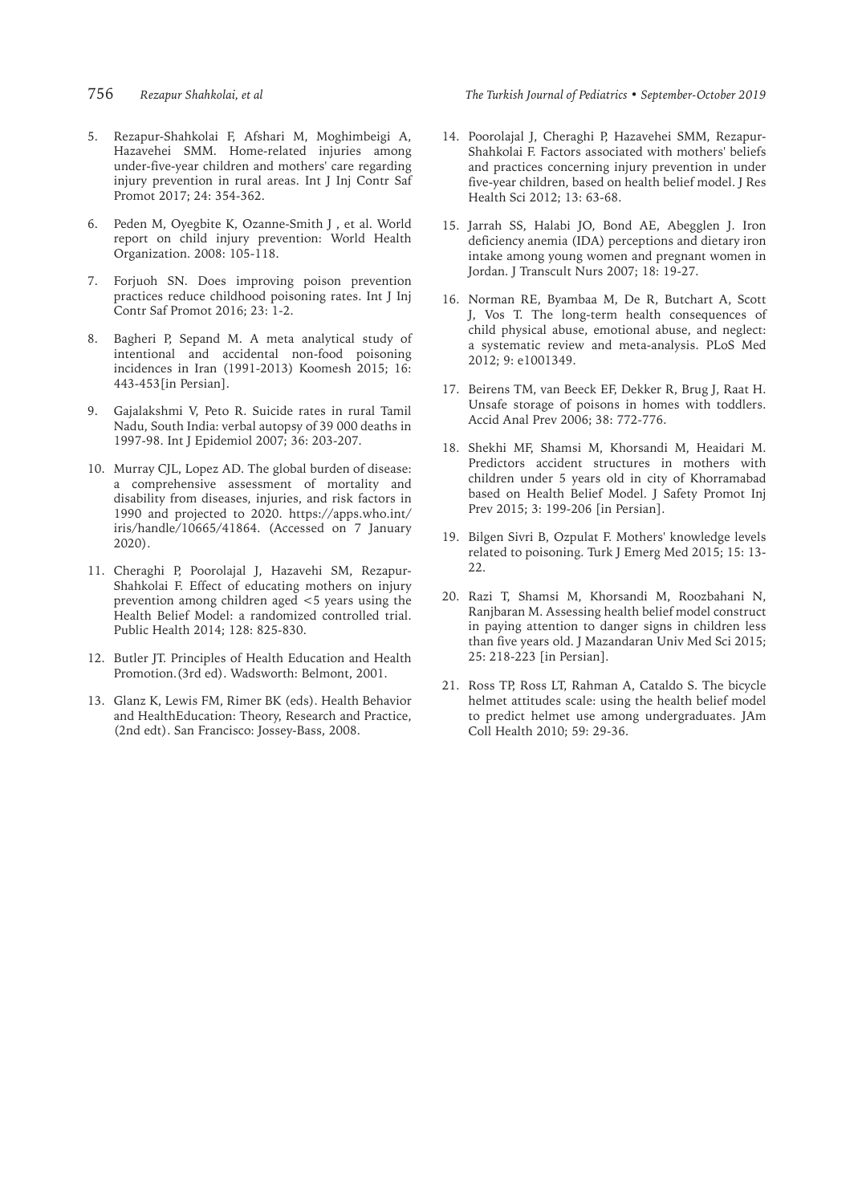5. Rezapur-Shahkolai F, Afshari M, Moghimbeigi A, Hazavehei SMM. Home-related injuries among under-five-year children and mothers' care regarding injury prevention in rural areas. Int J Inj Contr Saf Promot 2017; 24: 354-362.

6. Peden M, Oyegbite K, Ozanne-Smith J , et al. World report on child injury prevention: World Health Organization. 2008: 105-118.

7. Forjuoh SN. Does improving poison prevention practices reduce childhood poisoning rates. Int J Inj Contr Saf Promot 2016; 23: 1-2.

8. Bagheri P, Sepand M. A meta analytical study of intentional and accidental non-food poisoning incidences in Iran (1991-2013) Koomesh 2015; 16: 443-453[in Persian].

9. Gajalakshmi V, Peto R. Suicide rates in rural Tamil Nadu, South India: verbal autopsy of 39 000 deaths in 1997-98. Int J Epidemiol 2007; 36: 203-207.

10. Murray CJL, Lopez AD. The global burden of disease: a comprehensive assessment of mortality and disability from diseases, injuries, and risk factors in 1990 and projected to 2020. https://apps.who.int/iris/handle/10665/41864. (Accessed on 7 January 2020).

11. Cheraghi P, Poorolajal J, Hazavehi SM, Rezapur-Shahkolai F. Effect of educating mothers on injury prevention among children aged <5 years using the Health Belief Model: a randomized controlled trial. Public Health 2014; 128: 825-830.

12. Butler JT. Principles of Health Education and Health Promotion.(3rd ed). Wadsworth: Belmont, 2001.

13. Glanz K, Lewis FM, Rimer BK (eds). Health Behavior and HealthEducation: Theory, Research and Practice, (2nd edt). San Francisco: Jossey-Bass, 2008.

14. Poorolajal J, Cheraghi P, Hazavehei SMM, Rezapur-Shahkolai F. Factors associated with mothers' beliefs and practices concerning injury prevention in under five-year children, based on health belief model. J Res Health Sci 2012; 13: 63-68.

15. Jarrah SS, Halabi JO, Bond AE, Abegglen J. Iron deficiency anemia (IDA) perceptions and dietary iron intake among young women and pregnant women in Jordan. J Transcult Nurs 2007; 18: 19-27.

16. Norman RE, Byambaa M, De R, Butchart A, Scott J, Vos T. The long-term health consequences of child physical abuse, emotional abuse, and neglect: a systematic review and meta-analysis. PLoS Med 2012; 9: e1001349.

17. Beirens TM, van Beeck EF, Dekker R, Brug J, Raat H. Unsafe storage of poisons in homes with toddlers. Accid Anal Prev 2006; 38: 772-776.

18. Shekhi MF, Shamsi M, Khorsandi M, Heaidari M. Predictors accident structures in mothers with children under 5 years old in city of Khorramabad based on Health Belief Model. J Safety Promot Inj Prev 2015; 3: 199-206 [in Persian].

19. Bilgen Sivri B, Ozpulat F. Mothers' knowledge levels related to poisoning. Turk J Emerg Med 2015; 15: 13-22.

20. Razi T, Shamsi M, Khorsandi M, Roozbahani N, Ranjbaran M. Assessing health belief model construct in paying attention to danger signs in children less than five years old. J Mazandaran Univ Med Sci 2015; 25: 218-223 [in Persian].

21. Ross TP, Ross LT, Rahman A, Cataldo S. The bicycle helmet attitudes scale: using the health belief model to predict helmet use among undergraduates. JAm Coll Health 2010; 59: 29-36.